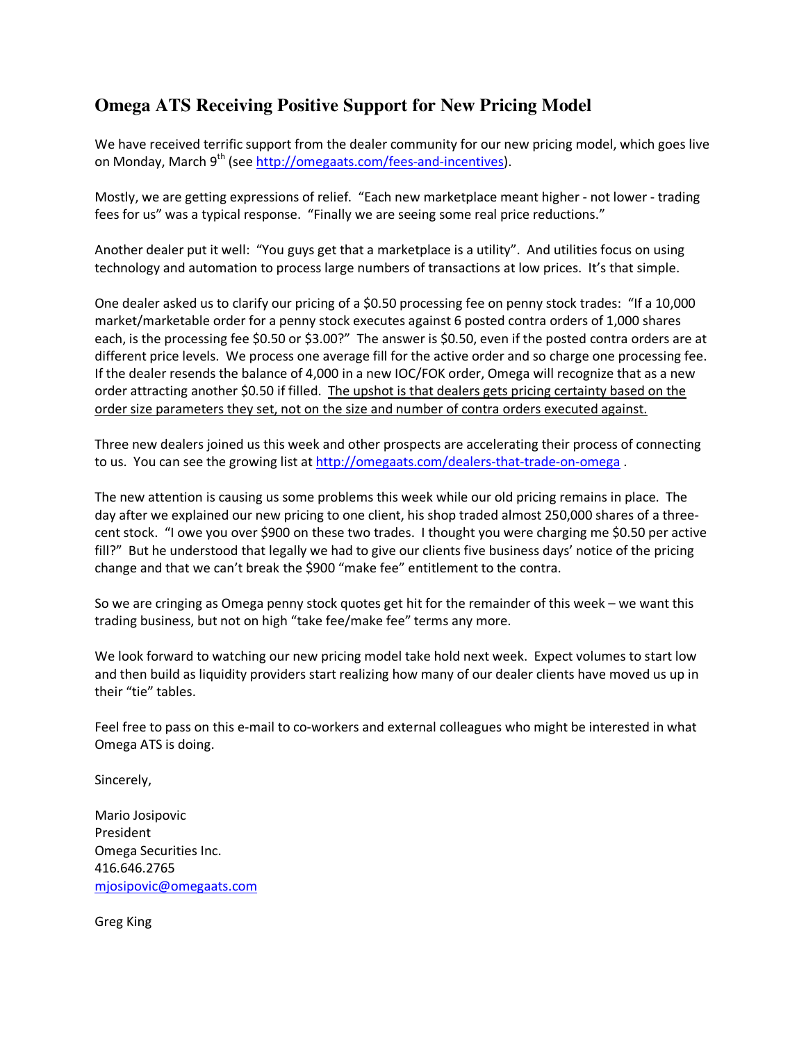# Omega ATS Receiving Positive Support for New Pricing Model

We have received terrific support from the dealer community for our new pricing model, which goes live on Monday, March 9th (see [http://omegaats.com/fees-and-incentives](http://omegaats.com/fees-and-incentives)).

Mostly, we are getting expressions of relief. "Each new marketplace meant higher - not lower - trading fees for us" was a typical response. "Finally we are seeing some real price reductions."

Another dealer put it well: "You guys get that a marketplace is a utility". And utilities focus on using technology and automation to process large numbers of transactions at low prices. It's that simple.

One dealer asked us to clarify our pricing of a $0.50 processing fee on penny stock trades: "If a 10,000 market/marketable order for a penny stock executes against 6 posted contra orders of 1,000 shares each, is the processing fee $0.50 or $3.00?" The answer is $0.50, even if the posted contra orders are at different price levels. We process one average fill for the active order and so charge one processing fee. If the dealer resends the balance of 4,000 in a new IOC/FOK order, Omega will recognize that as a new order attracting another $0.50 if filled. <u>The upshot is that dealers gets pricing certainty based on the order size parameters they set, not on the size and number of contra orders executed against.</u>

Three new dealers joined us this week and other prospects are accelerating their process of connecting to us. You can see the growing list at [http://omegaats.com/dealers-that-trade-on-omega](http://omegaats.com/dealers-that-trade-on-omega) .

The new attention is causing us some problems this week while our old pricing remains in place. The day after we explained our new pricing to one client, his shop traded almost 250,000 shares of a three-cent stock. "I owe you over $900 on these two trades. I thought you were charging me $0.50 per active fill?" But he understood that legally we had to give our clients five business days' notice of the pricing change and that we can't break the $900 "make fee" entitlement to the contra.

So we are cringing as Omega penny stock quotes get hit for the remainder of this week – we want this trading business, but not on high "take fee/make fee" terms any more.

We look forward to watching our new pricing model take hold next week. Expect volumes to start low and then build as liquidity providers start realizing how many of our dealer clients have moved us up in their "tie" tables.

Feel free to pass on this e-mail to co-workers and external colleagues who might be interested in what Omega ATS is doing.

Sincerely,

Mario Josipovic
President
Omega Securities Inc.
416.646.2765
[mjosipovic@omegaats.com](mailto:mjosipovic@omegaats.com)

Greg King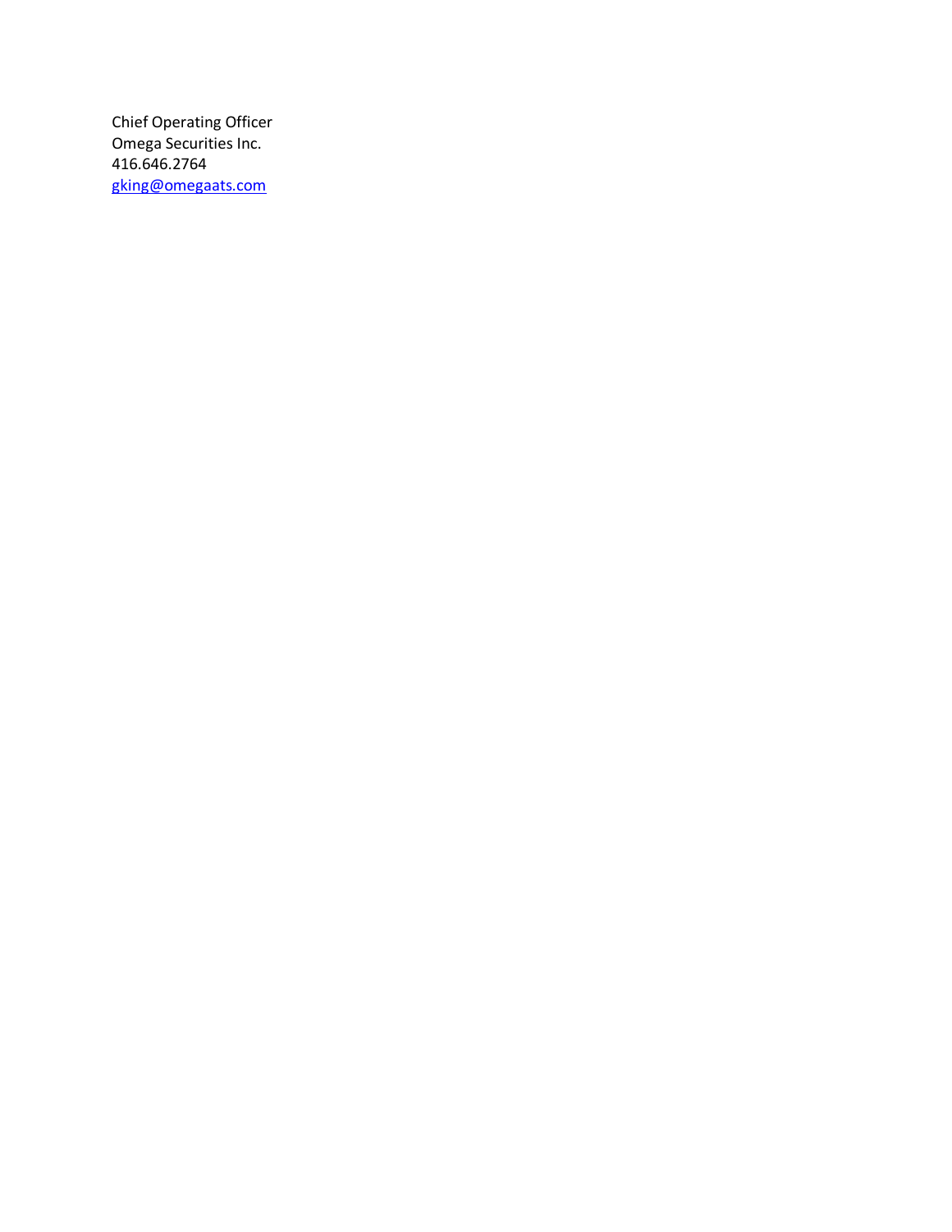Chief Operating Officer
Omega Securities Inc.
416.646.2764
gking@omegaats.com